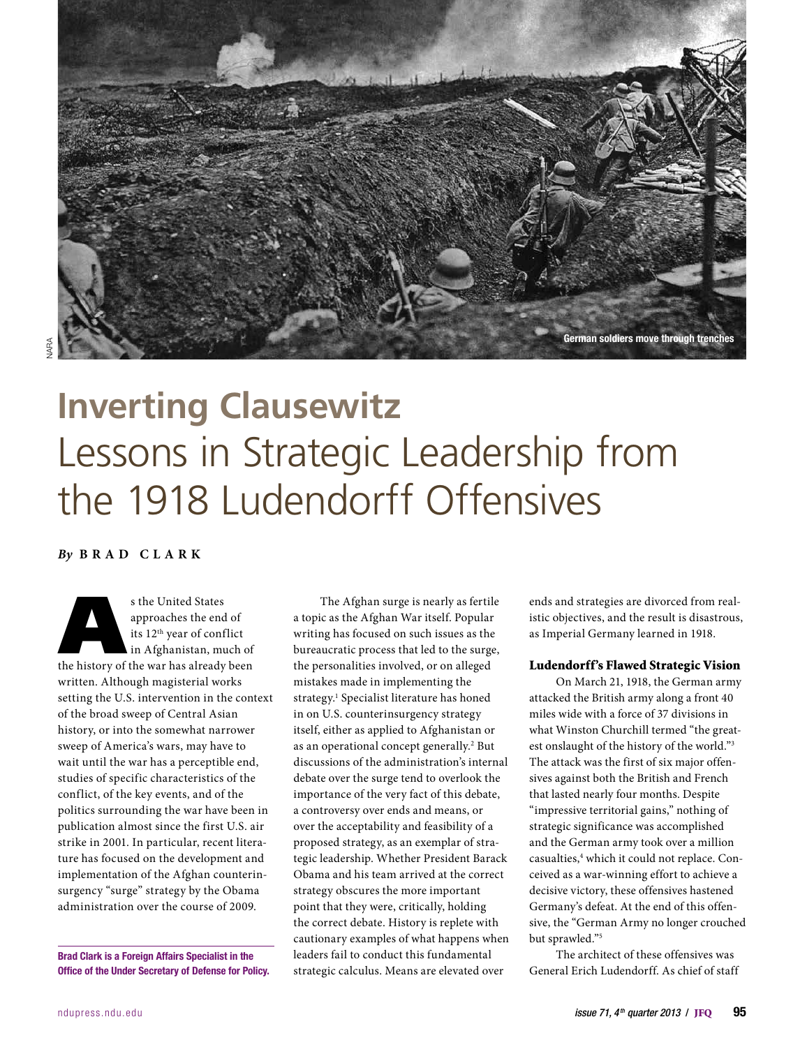German soldiers move through trenches

# Inverting Clausewitz
## Lessons in Strategic Leadership from the 1918 Ludendorff Offensives

*By* **BRAD CLARK**

As the United States approaches the end of its 12th year of conflict in Afghanistan, much of the history of the war has already been written. Although magisterial works setting the U.S. intervention in the context of the broad sweep of Central Asian history, or into the somewhat narrower sweep of America's wars, may have to wait until the war has a perceptible end, studies of specific characteristics of the conflict, of the key events, and of the politics surrounding the war have been in publication almost since the first U.S. air strike in 2001. In particular, recent literature has focused on the development and implementation of the Afghan counterinsurgency "surge" strategy by the Obama administration over the course of 2009.

**Brad Clark is a Foreign Affairs Specialist in the Office of the Under Secretary of Defense for Policy.**

The Afghan surge is nearly as fertile a topic as the Afghan War itself. Popular writing has focused on such issues as the bureaucratic process that led to the surge, the personalities involved, or on alleged mistakes made in implementing the strategy.[1] Specialist literature has honed in on U.S. counterinsurgency strategy itself, either as applied to Afghanistan or as an operational concept generally.[2] But discussions of the administration's internal debate over the surge tend to overlook the importance of the very fact of this debate, a controversy over ends and means, or over the acceptability and feasibility of a proposed strategy, as an exemplar of strategic leadership. Whether President Barack Obama and his team arrived at the correct strategy obscures the more important point that they were, critically, holding the correct debate. History is replete with cautionary examples of what happens when leaders fail to conduct this fundamental strategic calculus. Means are elevated over ends and strategies are divorced from realistic objectives, and the result is disastrous, as Imperial Germany learned in 1918.

### Ludendorff's Flawed Strategic Vision

On March 21, 1918, the German army attacked the British army along a front 40 miles wide with a force of 37 divisions in what Winston Churchill termed "the greatest onslaught of the history of the world."[3] The attack was the first of six major offensives against both the British and French that lasted nearly four months. Despite "impressive territorial gains," nothing of strategic significance was accomplished and the German army took over a million casualties,[4] which it could not replace. Conceived as a war-winning effort to achieve a decisive victory, these offensives hastened Germany's defeat. At the end of this offensive, the "German Army no longer crouched but sprawled."[5]

The architect of these offensives was General Erich Ludendorff. As chief of staff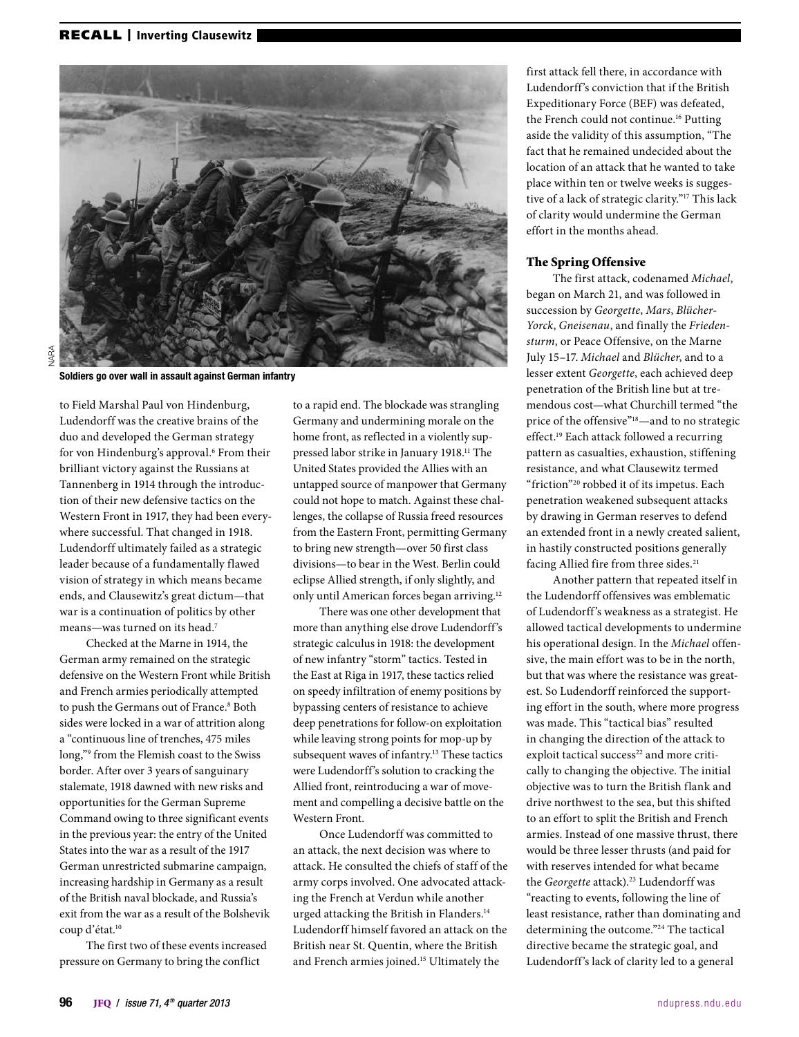Soldiers go over wall in assault against German infantry

to Field Marshal Paul von Hindenburg, Ludendorff was the creative brains of the duo and developed the German strategy for von Hindenburg's approval.[6] From their brilliant victory against the Russians at Tannenberg in 1914 through the introduction of their new defensive tactics on the Western Front in 1917, they had been everywhere successful. That changed in 1918. Ludendorff ultimately failed as a strategic leader because of a fundamentally flawed vision of strategy in which means became ends, and Clausewitz's great dictum—that war is a continuation of politics by other means—was turned on its head.[7]

Checked at the Marne in 1914, the German army remained on the strategic defensive on the Western Front while British and French armies periodically attempted to push the Germans out of France.[8] Both sides were locked in a war of attrition along a "continuous line of trenches, 475 miles long,"[9] from the Flemish coast to the Swiss border. After over 3 years of sanguinary stalemate, 1918 dawned with new risks and opportunities for the German Supreme Command owing to three significant events in the previous year: the entry of the United States into the war as a result of the 1917 German unrestricted submarine campaign, increasing hardship in Germany as a result of the British naval blockade, and Russia's exit from the war as a result of the Bolshevik coup d'état.[10]

The first two of these events increased pressure on Germany to bring the conflict to a rapid end. The blockade was strangling Germany and undermining morale on the home front, as reflected in a violently suppressed labor strike in January 1918.[11] The United States provided the Allies with an untapped source of manpower that Germany could not hope to match. Against these challenges, the collapse of Russia freed resources from the Eastern Front, permitting Germany to bring new strength—over 50 first class divisions—to bear in the West. Berlin could eclipse Allied strength, if only slightly, and only until American forces began arriving.[12]

There was one other development that more than anything else drove Ludendorff's strategic calculus in 1918: the development of new infantry "storm" tactics. Tested in the East at Riga in 1917, these tactics relied on speedy infiltration of enemy positions by bypassing centers of resistance to achieve deep penetrations for follow-on exploitation while leaving strong points for mop-up by subsequent waves of infantry.[13] These tactics were Ludendorff's solution to cracking the Allied front, reintroducing a war of movement and compelling a decisive battle on the Western Front.

Once Ludendorff was committed to an attack, the next decision was where to attack. He consulted the chiefs of staff of the army corps involved. One advocated attacking the French at Verdun while another urged attacking the British in Flanders.[14] Ludendorff himself favored an attack on the British near St. Quentin, where the British and French armies joined.[15] Ultimately the first attack fell there, in accordance with Ludendorff's conviction that if the British Expeditionary Force (BEF) was defeated, the French could not continue.[16] Putting aside the validity of this assumption, "The fact that he remained undecided about the location of an attack that he wanted to take place within ten or twelve weeks is suggestive of a lack of strategic clarity."[17] This lack of clarity would undermine the German effort in the months ahead.

## The Spring Offensive

The first attack, codenamed *Michael*, began on March 21, and was followed in succession by *Georgette*, *Mars*, *Blücher-Yorck*, *Gneisenau*, and finally the *Friedensturm*, or Peace Offensive, on the Marne July 15–17. *Michael* and *Blücher*, and to a lesser extent *Georgette*, each achieved deep penetration of the British line but at tremendous cost—what Churchill termed "the price of the offensive"[18]—and to no strategic effect.[19] Each attack followed a recurring pattern as casualties, exhaustion, stiffening resistance, and what Clausewitz termed "friction"[20] robbed it of its impetus. Each penetration weakened subsequent attacks by drawing in German reserves to defend an extended front in a newly created salient, in hastily constructed positions generally facing Allied fire from three sides.[21]

Another pattern that repeated itself in the Ludendorff offensives was emblematic of Ludendorff's weakness as a strategist. He allowed tactical developments to undermine his operational design. In the *Michael* offensive, the main effort was to be in the north, but that was where the resistance was greatest. So Ludendorff reinforced the supporting effort in the south, where more progress was made. This "tactical bias" resulted in changing the direction of the attack to exploit tactical success[22] and more critically to changing the objective. The initial objective was to turn the British flank and drive northwest to the sea, but this shifted to an effort to split the British and French armies. Instead of one massive thrust, there would be three lesser thrusts (and paid for with reserves intended for what became the *Georgette* attack).[23] Ludendorff was "reacting to events, following the line of least resistance, rather than dominating and determining the outcome."[24] The tactical directive became the strategic goal, and Ludendorff's lack of clarity led to a general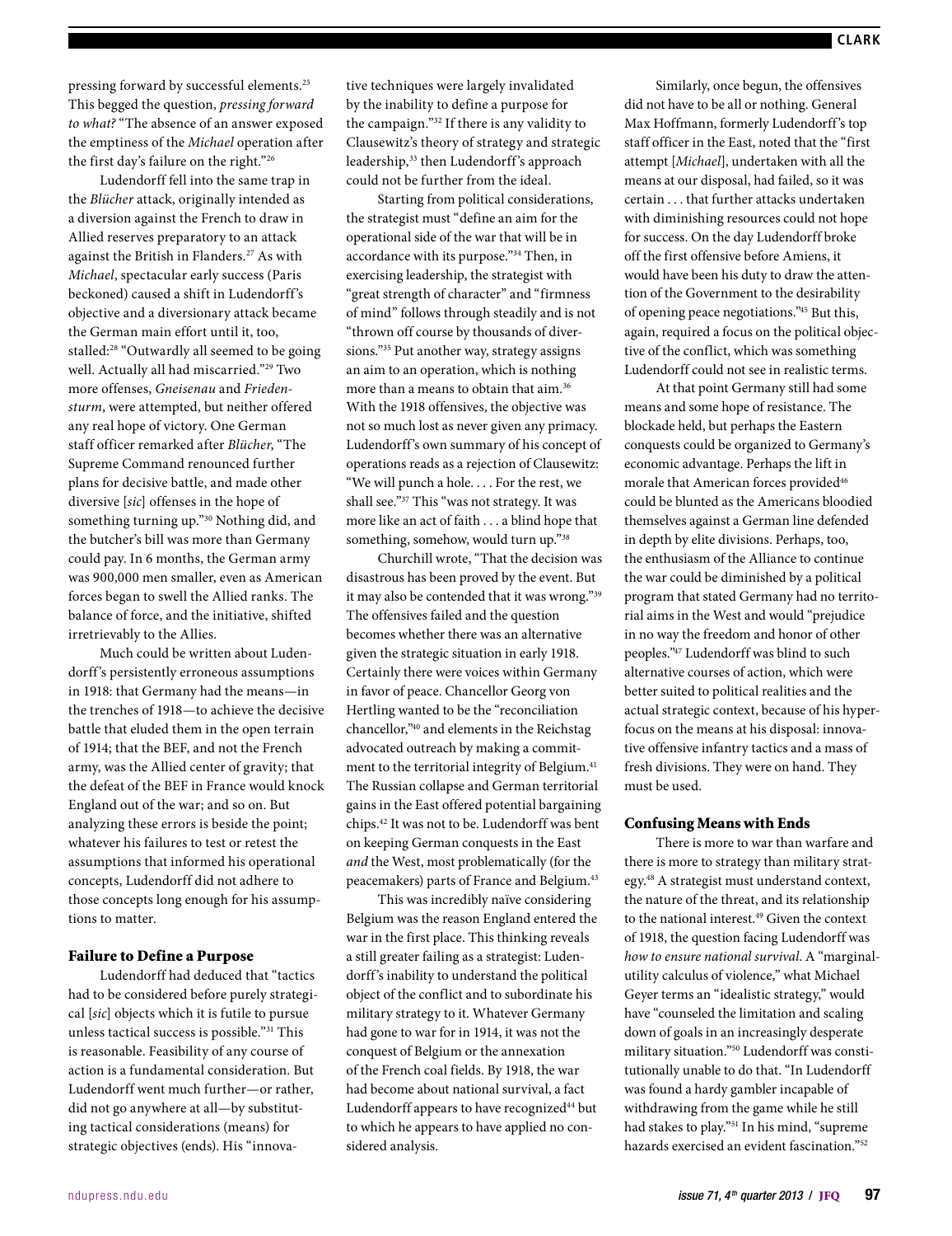pressing forward by successful elements.[25] This begged the question, *pressing forward to what?* "The absence of an answer exposed the emptiness of the *Michael* operation after the first day's failure on the right."[26]

Ludendorff fell into the same trap in the *Blücher* attack, originally intended as a diversion against the French to draw in Allied reserves preparatory to an attack against the British in Flanders.[27] As with *Michael*, spectacular early success (Paris beckoned) caused a shift in Ludendorff's objective and a diversionary attack became the German main effort until it, too, stalled:[28] "Outwardly all seemed to be going well. Actually all had miscarried."[29] Two more offenses, *Gneisenau* and *Friedensturm*, were attempted, but neither offered any real hope of victory. One German staff officer remarked after *Blücher*, "The Supreme Command renounced further plans for decisive battle, and made other diversive [*sic*] offenses in the hope of something turning up."[30] Nothing did, and the butcher's bill was more than Germany could pay. In 6 months, the German army was 900,000 men smaller, even as American forces began to swell the Allied ranks. The balance of force, and the initiative, shifted irretrievably to the Allies.

Much could be written about Ludendorff's persistently erroneous assumptions in 1918: that Germany had the means—in the trenches of 1918—to achieve the decisive battle that eluded them in the open terrain of 1914; that the BEF, and not the French army, was the Allied center of gravity; that the defeat of the BEF in France would knock England out of the war; and so on. But analyzing these errors is beside the point; whatever his failures to test or retest the assumptions that informed his operational concepts, Ludendorff did not adhere to those concepts long enough for his assumptions to matter.

### Failure to Define a Purpose

Ludendorff had deduced that "tactics had to be considered before purely strategical [*sic*] objects which it is futile to pursue unless tactical success is possible."[31] This is reasonable. Feasibility of any course of action is a fundamental consideration. But Ludendorff went much further—or rather, did not go anywhere at all—by substituting tactical considerations (means) for strategic objectives (ends). His "innovative techniques were largely invalidated by the inability to define a purpose for the campaign."[32] If there is any validity to Clausewitz's theory of strategy and strategic leadership,[33] then Ludendorff's approach could not be further from the ideal.

Starting from political considerations, the strategist must "define an aim for the operational side of the war that will be in accordance with its purpose."[34] Then, in exercising leadership, the strategist with "great strength of character" and "firmness of mind" follows through steadily and is not "thrown off course by thousands of diversions."[35] Put another way, strategy assigns an aim to an operation, which is nothing more than a means to obtain that aim.[36] With the 1918 offensives, the objective was not so much lost as never given any primacy. Ludendorff's own summary of his concept of operations reads as a rejection of Clausewitz: "We will punch a hole. . . . For the rest, we shall see."[37] This "was not strategy. It was more like an act of faith . . . a blind hope that something, somehow, would turn up."[38]

Churchill wrote, "That the decision was disastrous has been proved by the event. But it may also be contended that it was wrong."[39] The offensives failed and the question becomes whether there was an alternative given the strategic situation in early 1918. Certainly there were voices within Germany in favor of peace. Chancellor Georg von Hertling wanted to be the "reconciliation chancellor,"[40] and elements in the Reichstag advocated outreach by making a commitment to the territorial integrity of Belgium.[41] The Russian collapse and German territorial gains in the East offered potential bargaining chips.[42] It was not to be. Ludendorff was bent on keeping German conquests in the East *and* the West, most problematically (for the peacemakers) parts of France and Belgium.[43]

This was incredibly naïve considering Belgium was the reason England entered the war in the first place. This thinking reveals a still greater failing as a strategist: Ludendorff's inability to understand the political object of the conflict and to subordinate his military strategy to it. Whatever Germany had gone to war for in 1914, it was not the conquest of Belgium or the annexation of the French coal fields. By 1918, the war had become about national survival, a fact Ludendorff appears to have recognized[44] but to which he appears to have applied no considered analysis.

Similarly, once begun, the offensives did not have to be all or nothing. General Max Hoffmann, formerly Ludendorff's top staff officer in the East, noted that the "first attempt [*Michael*], undertaken with all the means at our disposal, had failed, so it was certain . . . that further attacks undertaken with diminishing resources could not hope for success. On the day Ludendorff broke off the first offensive before Amiens, it would have been his duty to draw the attention of the Government to the desirability of opening peace negotiations."[45] But this, again, required a focus on the political objective of the conflict, which was something Ludendorff could not see in realistic terms.

At that point Germany still had some means and some hope of resistance. The blockade held, but perhaps the Eastern conquests could be organized to Germany's economic advantage. Perhaps the lift in morale that American forces provided[46] could be blunted as the Americans bloodied themselves against a German line defended in depth by elite divisions. Perhaps, too, the enthusiasm of the Alliance to continue the war could be diminished by a political program that stated Germany had no territorial aims in the West and would "prejudice in no way the freedom and honor of other peoples."[47] Ludendorff was blind to such alternative courses of action, which were better suited to political realities and the actual strategic context, because of his hyperfocus on the means at his disposal: innovative offensive infantry tactics and a mass of fresh divisions. They were on hand. They must be used.

### Confusing Means with Ends

There is more to war than warfare and there is more to strategy than military strategy.[48] A strategist must understand context, the nature of the threat, and its relationship to the national interest.[49] Given the context of 1918, the question facing Ludendorff was *how to ensure national survival*. A "marginal-utility calculus of violence," what Michael Geyer terms an "idealistic strategy," would have "counseled the limitation and scaling down of goals in an increasingly desperate military situation."[50] Ludendorff was constitutionally unable to do that. "In Ludendorff was found a hardy gambler incapable of withdrawing from the game while he still had stakes to play."[51] In his mind, "supreme hazards exercised an evident fascination."[52]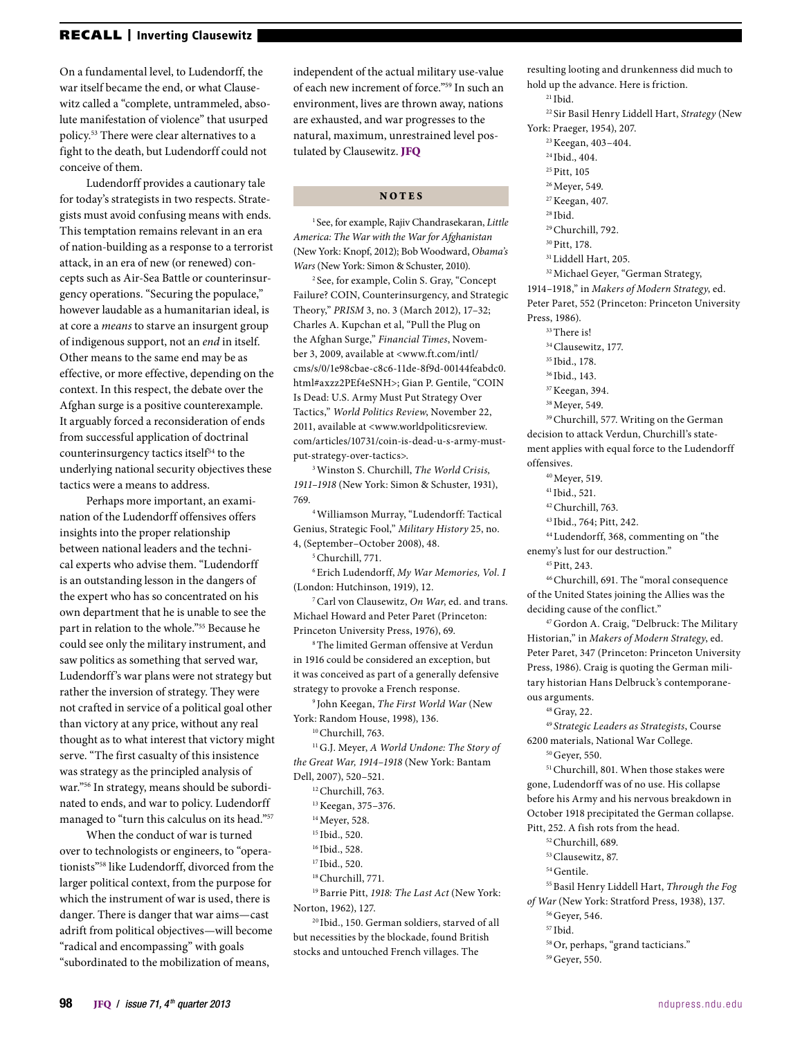On a fundamental level, to Ludendorff, the war itself became the end, or what Clausewitz called a "complete, untrammeled, absolute manifestation of violence" that usurped policy.[53] There were clear alternatives to a fight to the death, but Ludendorff could not conceive of them.

Ludendorff provides a cautionary tale for today's strategists in two respects. Strategists must avoid confusing means with ends. This temptation remains relevant in an era of nation-building as a response to a terrorist attack, in an era of new (or renewed) concepts such as Air-Sea Battle or counterinsurgency operations. "Securing the populace," however laudable as a humanitarian ideal, is at core a *means* to starve an insurgent group of indigenous support, not an *end* in itself. Other means to the same end may be as effective, or more effective, depending on the context. In this respect, the debate over the Afghan surge is a positive counterexample. It arguably forced a reconsideration of ends from successful application of doctrinal counterinsurgency tactics itself[54] to the underlying national security objectives these tactics were a means to address.

Perhaps more important, an examination of the Ludendorff offensives offers insights into the proper relationship between national leaders and the technical experts who advise them. "Ludendorff is an outstanding lesson in the dangers of the expert who has so concentrated on his own department that he is unable to see the part in relation to the whole."[55] Because he could see only the military instrument, and saw politics as something that served war, Ludendorff's war plans were not strategy but rather the inversion of strategy. They were not crafted in service of a political goal other than victory at any price, without any real thought as to what interest that victory might serve. "The first casualty of this insistence was strategy as the principled analysis of war."[56] In strategy, means should be subordinated to ends, and war to policy. Ludendorff managed to "turn this calculus on its head."[57]

When the conduct of war is turned over to technologists or engineers, to "operationists"[58] like Ludendorff, divorced from the larger political context, from the purpose for which the instrument of war is used, there is danger. There is danger that war aims—cast adrift from political objectives—will become "radical and encompassing" with goals "subordinated to the mobilization of means, independent of the actual military use-value of each new increment of force."[59] In such an environment, lives are thrown away, nations are exhausted, and war progresses to the natural, maximum, unrestrained level postulated by Clausewitz. **JFQ**

## NOTES

1 See, for example, Rajiv Chandrasekaran, *Little America: The War with the War for Afghanistan* (New York: Knopf, 2012); Bob Woodward, *Obama's Wars* (New York: Simon & Schuster, 2010).

2 See, for example, Colin S. Gray, "Concept Failure? COIN, Counterinsurgency, and Strategic Theory," *PRISM* 3, no. 3 (March 2012), 17–32; Charles A. Kupchan et al, "Pull the Plug on the Afghan Surge," *Financial Times*, November 3, 2009, available at <www.ft.com/intl/cms/s/0/1e98cbae-c8c6-11de-8f9d-00144feabdc0.html#axzz2PEf4eSNH>; Gian P. Gentile, "COIN Is Dead: U.S. Army Must Put Strategy Over Tactics," *World Politics Review*, November 22, 2011, available at <www.worldpoliticsreview.com/articles/10731/coin-is-dead-u-s-army-must-put-strategy-over-tactics>.

3 Winston S. Churchill, *The World Crisis, 1911–1918* (New York: Simon & Schuster, 1931), 769.

4 Williamson Murray, "Ludendorff: Tactical Genius, Strategic Fool," *Military History* 25, no. 4, (September–October 2008), 48.

5 Churchill, 771.

6 Erich Ludendorff, *My War Memories, Vol. I* (London: Hutchinson, 1919), 12.

7 Carl von Clausewitz, *On War*, ed. and trans. Michael Howard and Peter Paret (Princeton: Princeton University Press, 1976), 69.

8 The limited German offensive at Verdun in 1916 could be considered an exception, but it was conceived as part of a generally defensive strategy to provoke a French response.

9 John Keegan, *The First World War* (New York: Random House, 1998), 136.

10 Churchill, 763.

11 G.J. Meyer, *A World Undone: The Story of the Great War, 1914–1918* (New York: Bantam Dell, 2007), 520–521.

12 Churchill, 763.

13 Keegan, 375–376.

14 Meyer, 528.

15 Ibid., 520.

16 Ibid., 528.

17 Ibid., 520.

18 Churchill, 771.

19 Barrie Pitt, *1918: The Last Act* (New York: Norton, 1962), 127.

20 Ibid., 150. German soldiers, starved of all but necessities by the blockade, found British stocks and untouched French villages. The resulting looting and drunkenness did much to hold up the advance. Here is friction.

21 Ibid.

22 Sir Basil Henry Liddell Hart, *Strategy* (New York: Praeger, 1954), 207.

23 Keegan, 403–404.

24 Ibid., 404.

25 Pitt, 105

26 Meyer, 549.

27 Keegan, 407.

28 Ibid.

29 Churchill, 792.

30 Pitt, 178.

31 Liddell Hart, 205.

32 Michael Geyer, "German Strategy, 1914–1918," in *Makers of Modern Strategy*, ed. Peter Paret, 552 (Princeton: Princeton University Press, 1986).

33 There is!

34 Clausewitz, 177.

35 Ibid., 178.

36 Ibid., 143.

37 Keegan, 394.

38 Meyer, 549.

39 Churchill, 577. Writing on the German decision to attack Verdun, Churchill's statement applies with equal force to the Ludendorff offensives.

40 Meyer, 519.

41 Ibid., 521.

42 Churchill, 763.

43 Ibid., 764; Pitt, 242.

44 Ludendorff, 368, commenting on "the enemy's lust for our destruction."

45 Pitt, 243.

46 Churchill, 691. The "moral consequence of the United States joining the Allies was the deciding cause of the conflict."

47 Gordon A. Craig, "Delbruck: The Military Historian," in *Makers of Modern Strategy*, ed. Peter Paret, 347 (Princeton: Princeton University Press, 1986). Craig is quoting the German military historian Hans Delbruck's contemporaneous arguments.

48 Gray, 22.

49 *Strategic Leaders as Strategists*, Course 6200 materials, National War College.

50 Geyer, 550.

51 Churchill, 801. When those stakes were gone, Ludendorff was of no use. His collapse before his Army and his nervous breakdown in October 1918 precipitated the German collapse. Pitt, 252. A fish rots from the head.

52 Churchill, 689.

53 Clausewitz, 87.

54 Gentile.

55 Basil Henry Liddell Hart, *Through the Fog of War* (New York: Stratford Press, 1938), 137.

56 Geyer, 546.

57 Ibid.

58 Or, perhaps, "grand tacticians."

59 Geyer, 550.